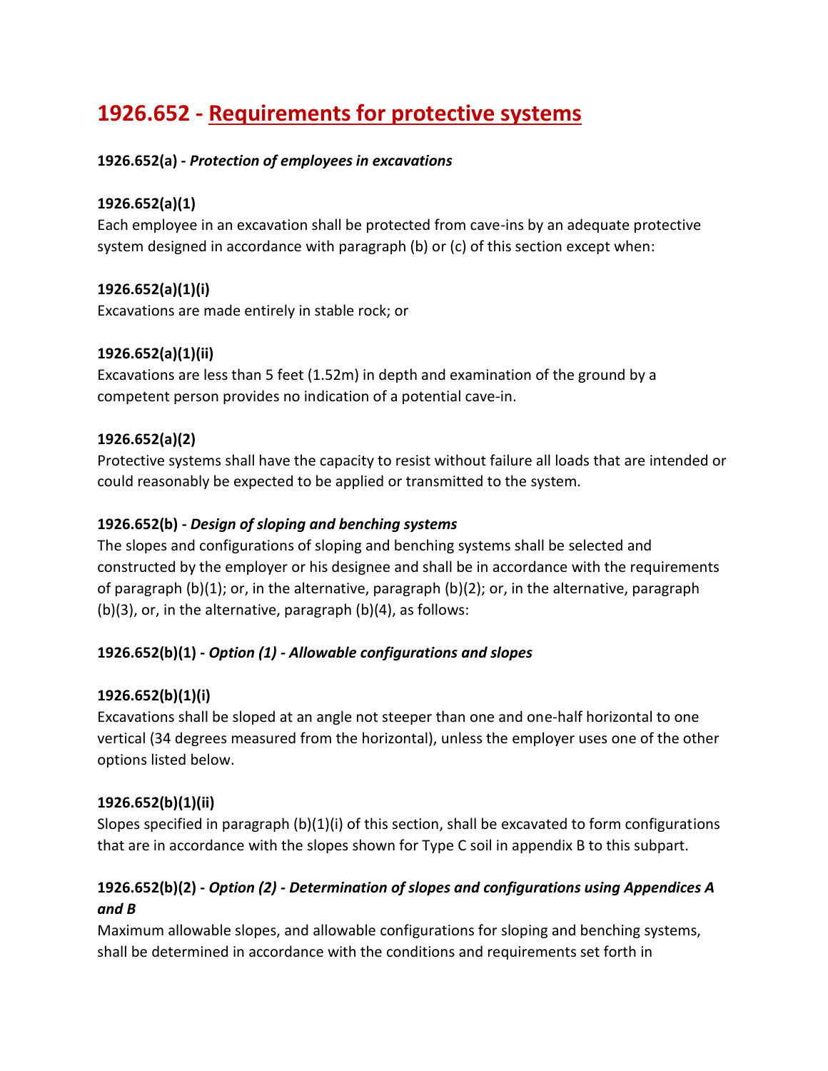# 1926.652 - Requirements for protective systems

**1926.652(a) -** ***Protection of employees in excavations***

**1926.652(a)(1)**

Each employee in an excavation shall be protected from cave-ins by an adequate protective system designed in accordance with paragraph (b) or (c) of this section except when:

**1926.652(a)(1)(i)**

Excavations are made entirely in stable rock; or

**1926.652(a)(1)(ii)**

Excavations are less than 5 feet (1.52m) in depth and examination of the ground by a competent person provides no indication of a potential cave-in.

**1926.652(a)(2)**

Protective systems shall have the capacity to resist without failure all loads that are intended or could reasonably be expected to be applied or transmitted to the system.

**1926.652(b) -** ***Design of sloping and benching systems***

The slopes and configurations of sloping and benching systems shall be selected and constructed by the employer or his designee and shall be in accordance with the requirements of paragraph (b)(1); or, in the alternative, paragraph (b)(2); or, in the alternative, paragraph (b)(3), or, in the alternative, paragraph (b)(4), as follows:

**1926.652(b)(1) -** ***Option (1) - Allowable configurations and slopes***

**1926.652(b)(1)(i)**

Excavations shall be sloped at an angle not steeper than one and one-half horizontal to one vertical (34 degrees measured from the horizontal), unless the employer uses one of the other options listed below.

**1926.652(b)(1)(ii)**

Slopes specified in paragraph (b)(1)(i) of this section, shall be excavated to form configurations that are in accordance with the slopes shown for Type C soil in appendix B to this subpart.

**1926.652(b)(2) -** ***Option (2) - Determination of slopes and configurations using Appendices A and B***

Maximum allowable slopes, and allowable configurations for sloping and benching systems, shall be determined in accordance with the conditions and requirements set forth in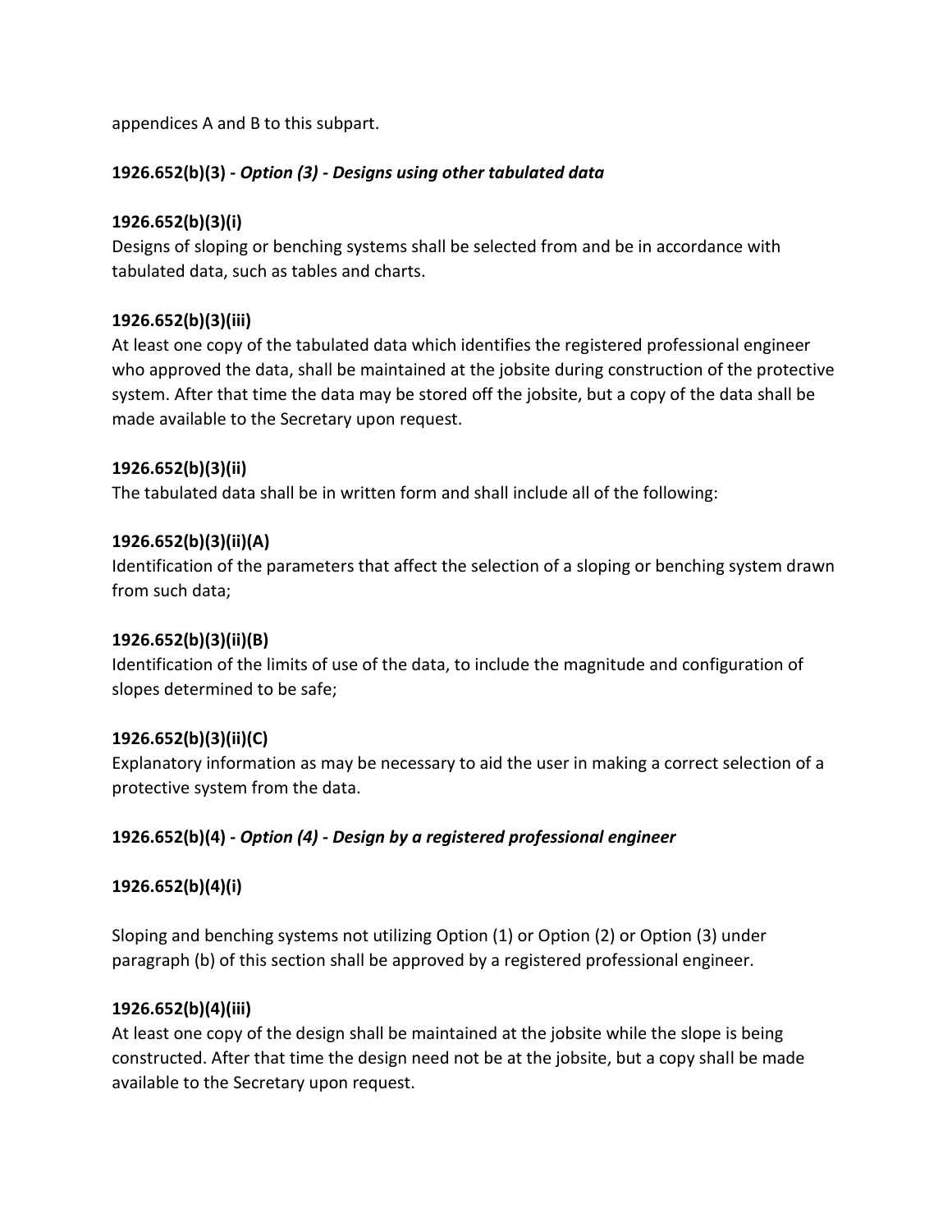appendices A and B to this subpart.

**1926.652(b)(3) -** ***Option (3) - Designs using other tabulated data***

**1926.652(b)(3)(i)**

Designs of sloping or benching systems shall be selected from and be in accordance with tabulated data, such as tables and charts.

**1926.652(b)(3)(iii)**

At least one copy of the tabulated data which identifies the registered professional engineer who approved the data, shall be maintained at the jobsite during construction of the protective system. After that time the data may be stored off the jobsite, but a copy of the data shall be made available to the Secretary upon request.

**1926.652(b)(3)(ii)**

The tabulated data shall be in written form and shall include all of the following:

**1926.652(b)(3)(ii)(A)**

Identification of the parameters that affect the selection of a sloping or benching system drawn from such data;

**1926.652(b)(3)(ii)(B)**

Identification of the limits of use of the data, to include the magnitude and configuration of slopes determined to be safe;

**1926.652(b)(3)(ii)(C)**

Explanatory information as may be necessary to aid the user in making a correct selection of a protective system from the data.

**1926.652(b)(4) -** ***Option (4) - Design by a registered professional engineer***

**1926.652(b)(4)(i)**

Sloping and benching systems not utilizing Option (1) or Option (2) or Option (3) under paragraph (b) of this section shall be approved by a registered professional engineer.

**1926.652(b)(4)(iii)**

At least one copy of the design shall be maintained at the jobsite while the slope is being constructed. After that time the design need not be at the jobsite, but a copy shall be made available to the Secretary upon request.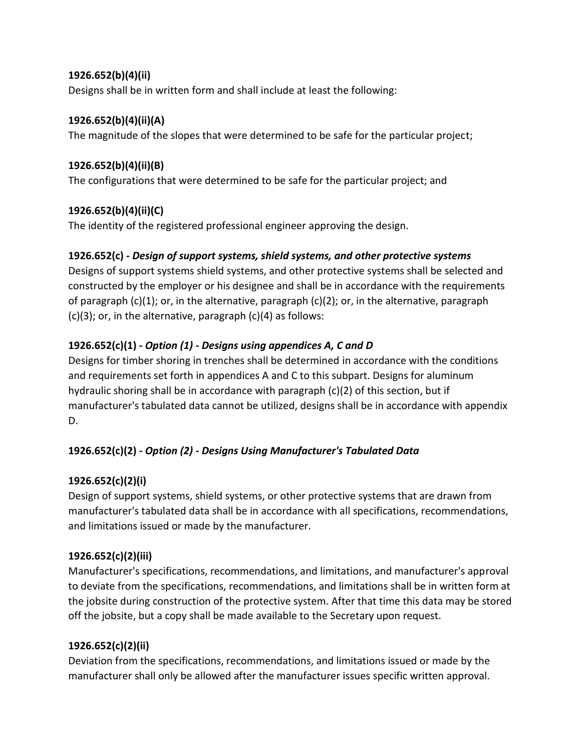**1926.652(b)(4)(ii)**

Designs shall be in written form and shall include at least the following:

**1926.652(b)(4)(ii)(A)**

The magnitude of the slopes that were determined to be safe for the particular project;

**1926.652(b)(4)(ii)(B)**

The configurations that were determined to be safe for the particular project; and

**1926.652(b)(4)(ii)(C)**

The identity of the registered professional engineer approving the design.

**1926.652(c) -** ***Design of support systems, shield systems, and other protective systems***

Designs of support systems shield systems, and other protective systems shall be selected and constructed by the employer or his designee and shall be in accordance with the requirements of paragraph (c)(1); or, in the alternative, paragraph (c)(2); or, in the alternative, paragraph (c)(3); or, in the alternative, paragraph (c)(4) as follows:

**1926.652(c)(1) -** ***Option (1) - Designs using appendices A, C and D***

Designs for timber shoring in trenches shall be determined in accordance with the conditions and requirements set forth in appendices A and C to this subpart. Designs for aluminum hydraulic shoring shall be in accordance with paragraph (c)(2) of this section, but if manufacturer's tabulated data cannot be utilized, designs shall be in accordance with appendix D.

**1926.652(c)(2) -** ***Option (2) - Designs Using Manufacturer's Tabulated Data***

**1926.652(c)(2)(i)**

Design of support systems, shield systems, or other protective systems that are drawn from manufacturer's tabulated data shall be in accordance with all specifications, recommendations, and limitations issued or made by the manufacturer.

**1926.652(c)(2)(iii)**

Manufacturer's specifications, recommendations, and limitations, and manufacturer's approval to deviate from the specifications, recommendations, and limitations shall be in written form at the jobsite during construction of the protective system. After that time this data may be stored off the jobsite, but a copy shall be made available to the Secretary upon request.

**1926.652(c)(2)(ii)**

Deviation from the specifications, recommendations, and limitations issued or made by the manufacturer shall only be allowed after the manufacturer issues specific written approval.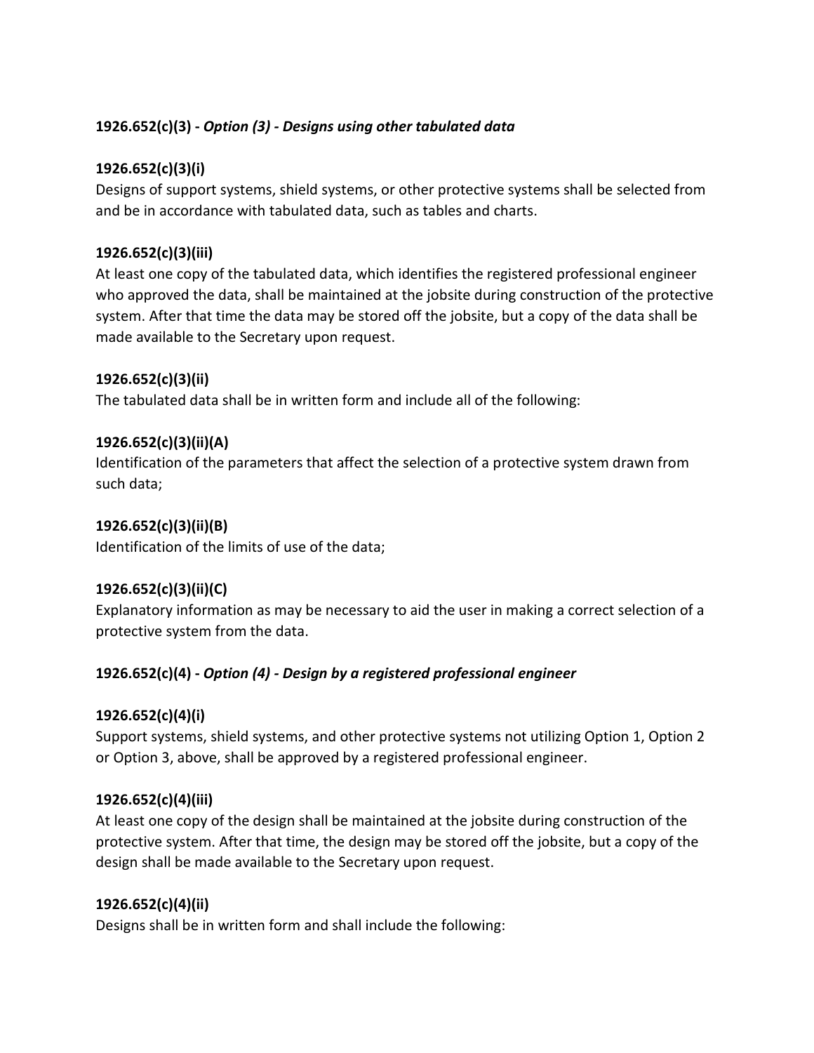**1926.652(c)(3) -** ***Option (3) - Designs using other tabulated data***

**1926.652(c)(3)(i)**
Designs of support systems, shield systems, or other protective systems shall be selected from and be in accordance with tabulated data, such as tables and charts.

**1926.652(c)(3)(iii)**
At least one copy of the tabulated data, which identifies the registered professional engineer who approved the data, shall be maintained at the jobsite during construction of the protective system. After that time the data may be stored off the jobsite, but a copy of the data shall be made available to the Secretary upon request.

**1926.652(c)(3)(ii)**
The tabulated data shall be in written form and include all of the following:

**1926.652(c)(3)(ii)(A)**
Identification of the parameters that affect the selection of a protective system drawn from such data;

**1926.652(c)(3)(ii)(B)**
Identification of the limits of use of the data;

**1926.652(c)(3)(ii)(C)**
Explanatory information as may be necessary to aid the user in making a correct selection of a protective system from the data.

**1926.652(c)(4) -** ***Option (4) - Design by a registered professional engineer***

**1926.652(c)(4)(i)**
Support systems, shield systems, and other protective systems not utilizing Option 1, Option 2 or Option 3, above, shall be approved by a registered professional engineer.

**1926.652(c)(4)(iii)**
At least one copy of the design shall be maintained at the jobsite during construction of the protective system. After that time, the design may be stored off the jobsite, but a copy of the design shall be made available to the Secretary upon request.

**1926.652(c)(4)(ii)**
Designs shall be in written form and shall include the following: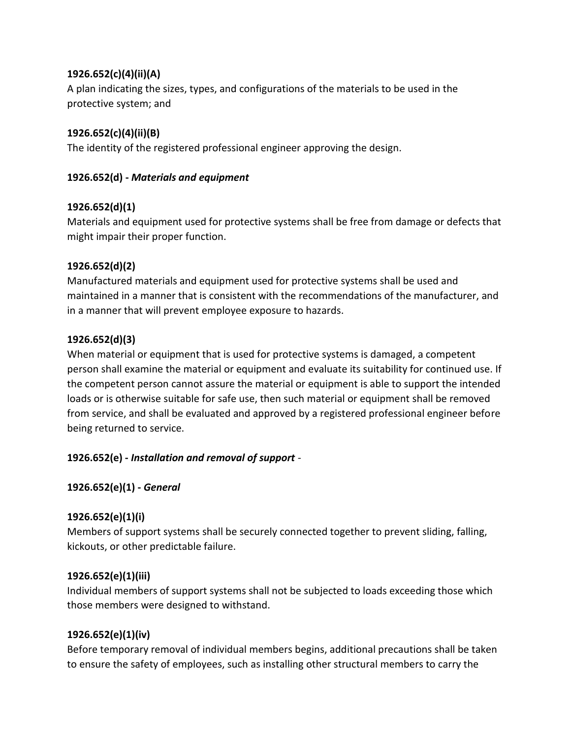**1926.652(c)(4)(ii)(A)**
A plan indicating the sizes, types, and configurations of the materials to be used in the protective system; and

**1926.652(c)(4)(ii)(B)**
The identity of the registered professional engineer approving the design.

**1926.652(d) -** ***Materials and equipment***

**1926.652(d)(1)**
Materials and equipment used for protective systems shall be free from damage or defects that might impair their proper function.

**1926.652(d)(2)**
Manufactured materials and equipment used for protective systems shall be used and maintained in a manner that is consistent with the recommendations of the manufacturer, and in a manner that will prevent employee exposure to hazards.

**1926.652(d)(3)**
When material or equipment that is used for protective systems is damaged, a competent person shall examine the material or equipment and evaluate its suitability for continued use. If the competent person cannot assure the material or equipment is able to support the intended loads or is otherwise suitable for safe use, then such material or equipment shall be removed from service, and shall be evaluated and approved by a registered professional engineer before being returned to service.

**1926.652(e) -** ***Installation and removal of support*** -

**1926.652(e)(1) -** ***General***

**1926.652(e)(1)(i)**
Members of support systems shall be securely connected together to prevent sliding, falling, kickouts, or other predictable failure.

**1926.652(e)(1)(iii)**
Individual members of support systems shall not be subjected to loads exceeding those which those members were designed to withstand.

**1926.652(e)(1)(iv)**
Before temporary removal of individual members begins, additional precautions shall be taken to ensure the safety of employees, such as installing other structural members to carry the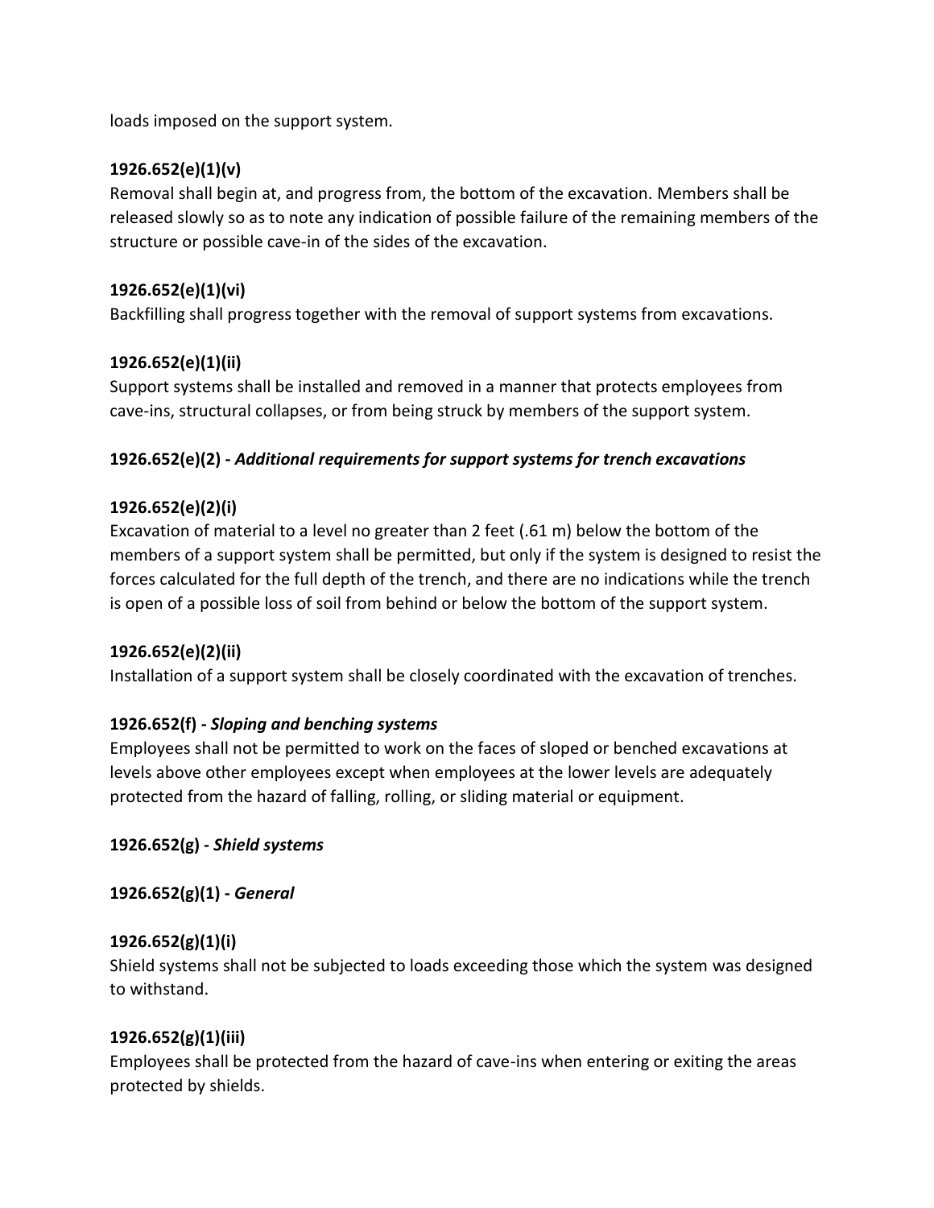loads imposed on the support system.

**1926.652(e)(1)(v)**
Removal shall begin at, and progress from, the bottom of the excavation. Members shall be released slowly so as to note any indication of possible failure of the remaining members of the structure or possible cave-in of the sides of the excavation.

**1926.652(e)(1)(vi)**
Backfilling shall progress together with the removal of support systems from excavations.

**1926.652(e)(1)(ii)**
Support systems shall be installed and removed in a manner that protects employees from cave-ins, structural collapses, or from being struck by members of the support system.

**1926.652(e)(2) -** ***Additional requirements for support systems for trench excavations***

**1926.652(e)(2)(i)**
Excavation of material to a level no greater than 2 feet (.61 m) below the bottom of the members of a support system shall be permitted, but only if the system is designed to resist the forces calculated for the full depth of the trench, and there are no indications while the trench is open of a possible loss of soil from behind or below the bottom of the support system.

**1926.652(e)(2)(ii)**
Installation of a support system shall be closely coordinated with the excavation of trenches.

**1926.652(f) -** ***Sloping and benching systems***
Employees shall not be permitted to work on the faces of sloped or benched excavations at levels above other employees except when employees at the lower levels are adequately protected from the hazard of falling, rolling, or sliding material or equipment.

**1926.652(g) -** ***Shield systems***

**1926.652(g)(1) -** ***General***

**1926.652(g)(1)(i)**
Shield systems shall not be subjected to loads exceeding those which the system was designed to withstand.

**1926.652(g)(1)(iii)**
Employees shall be protected from the hazard of cave-ins when entering or exiting the areas protected by shields.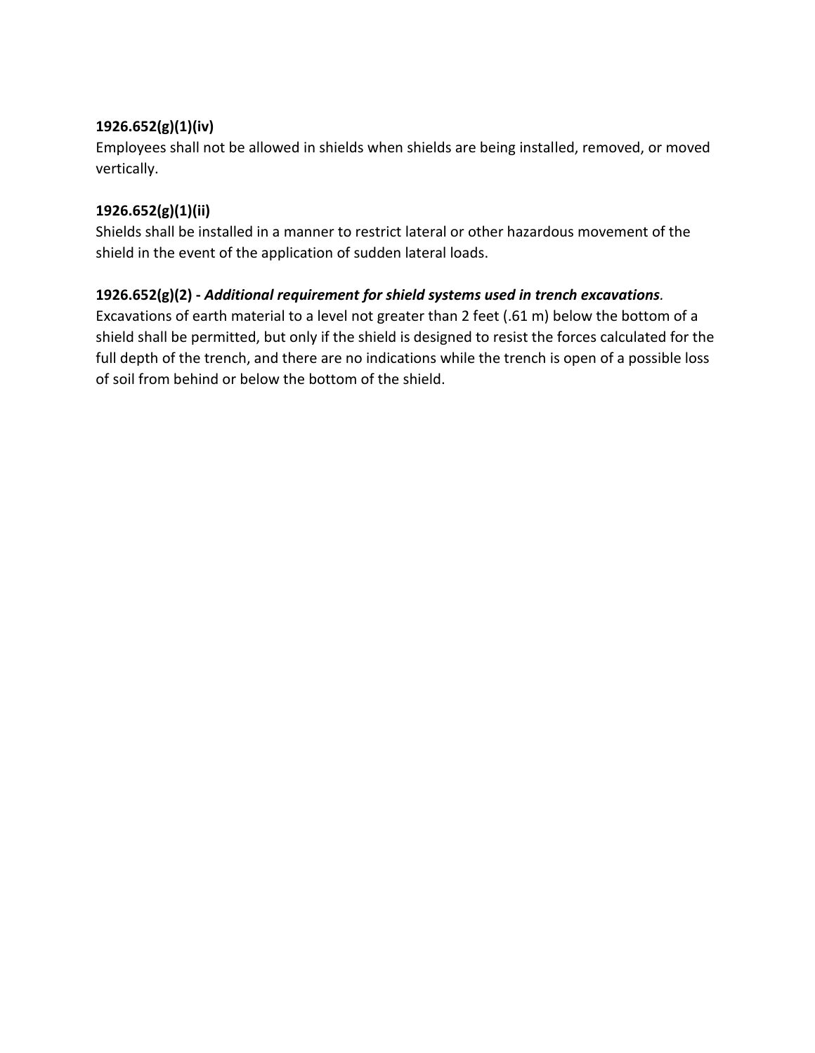**1926.652(g)(1)(iv)**
Employees shall not be allowed in shields when shields are being installed, removed, or moved vertically.

**1926.652(g)(1)(ii)**
Shields shall be installed in a manner to restrict lateral or other hazardous movement of the shield in the event of the application of sudden lateral loads.

**1926.652(g)(2) -** ***Additional requirement for shield systems used in trench excavations.***
Excavations of earth material to a level not greater than 2 feet (.61 m) below the bottom of a shield shall be permitted, but only if the shield is designed to resist the forces calculated for the full depth of the trench, and there are no indications while the trench is open of a possible loss of soil from behind or below the bottom of the shield.